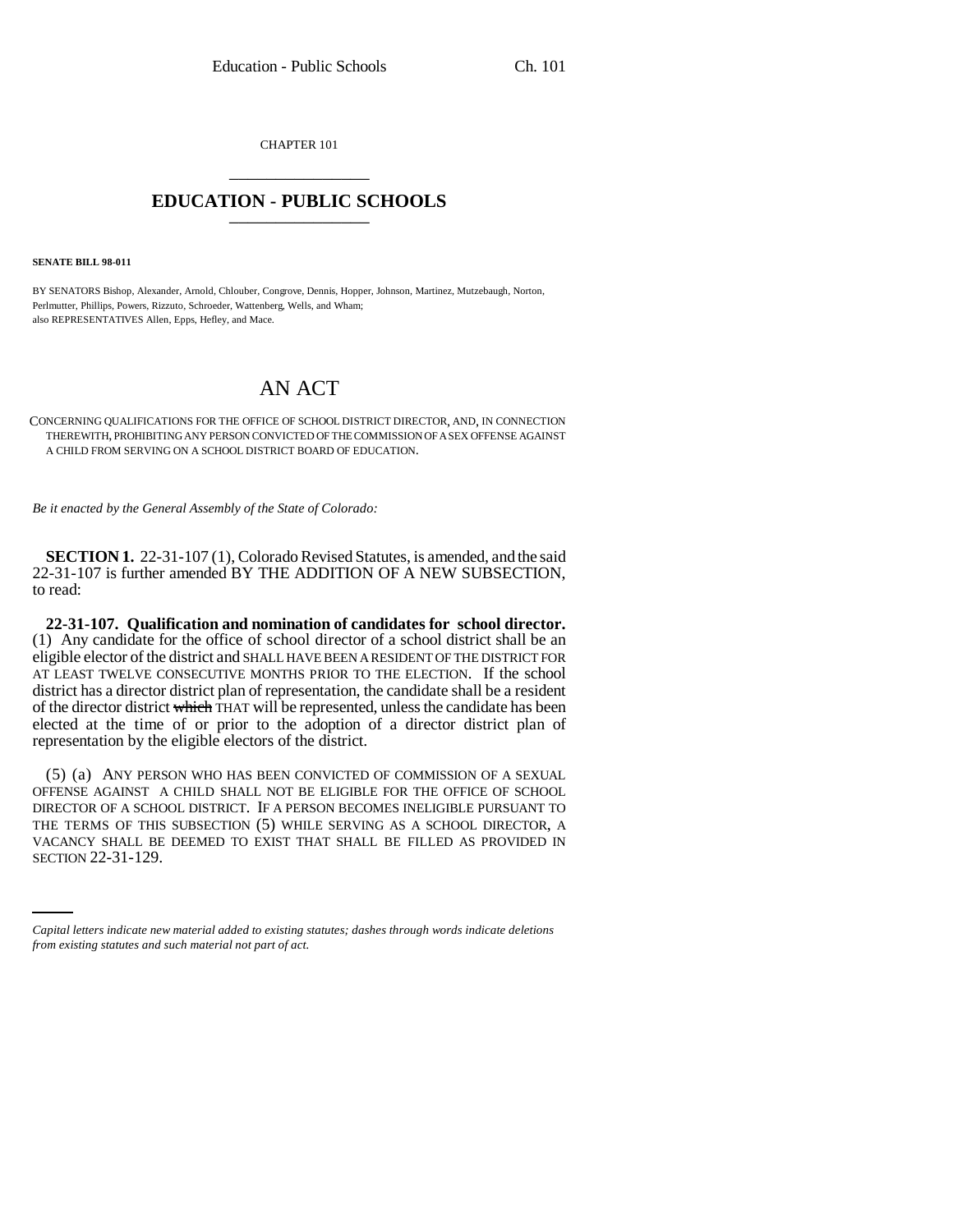CHAPTER 101

# EDUCATION - PUBLIC SCHOOLS

**SENATE BILL 98-011**

BY SENATORS Bishop, Alexander, Arnold, Chlouber, Congrove, Dennis, Hopper, Johnson, Martinez, Mutzebaugh, Norton, Perlmutter, Phillips, Powers, Rizzuto, Schroeder, Wattenberg, Wells, and Wham;
also REPRESENTATIVES Allen, Epps, Hefley, and Mace.

# AN ACT

CONCERNING QUALIFICATIONS FOR THE OFFICE OF SCHOOL DISTRICT DIRECTOR, AND, IN CONNECTION THEREWITH, PROHIBITING ANY PERSON CONVICTED OF THE COMMISSION OF A SEX OFFENSE AGAINST A CHILD FROM SERVING ON A SCHOOL DISTRICT BOARD OF EDUCATION.

*Be it enacted by the General Assembly of the State of Colorado:*

**SECTION 1.** 22-31-107 (1), Colorado Revised Statutes, is amended, and the said 22-31-107 is further amended BY THE ADDITION OF A NEW SUBSECTION, to read:

**22-31-107. Qualification and nomination of candidates for school director.** (1) Any candidate for the office of school director of a school district shall be an eligible elector of the district and SHALL HAVE BEEN A RESIDENT OF THE DISTRICT FOR AT LEAST TWELVE CONSECUTIVE MONTHS PRIOR TO THE ELECTION. If the school district has a director district plan of representation, the candidate shall be a resident of the director district ~~which~~ THAT will be represented, unless the candidate has been elected at the time of or prior to the adoption of a director district plan of representation by the eligible electors of the district.

(5) (a) ANY PERSON WHO HAS BEEN CONVICTED OF COMMISSION OF A SEXUAL OFFENSE AGAINST A CHILD SHALL NOT BE ELIGIBLE FOR THE OFFICE OF SCHOOL DIRECTOR OF A SCHOOL DISTRICT. IF A PERSON BECOMES INELIGIBLE PURSUANT TO THE TERMS OF THIS SUBSECTION (5) WHILE SERVING AS A SCHOOL DIRECTOR, A VACANCY SHALL BE DEEMED TO EXIST THAT SHALL BE FILLED AS PROVIDED IN SECTION 22-31-129.

*Capital letters indicate new material added to existing statutes; dashes through words indicate deletions from existing statutes and such material not part of act.*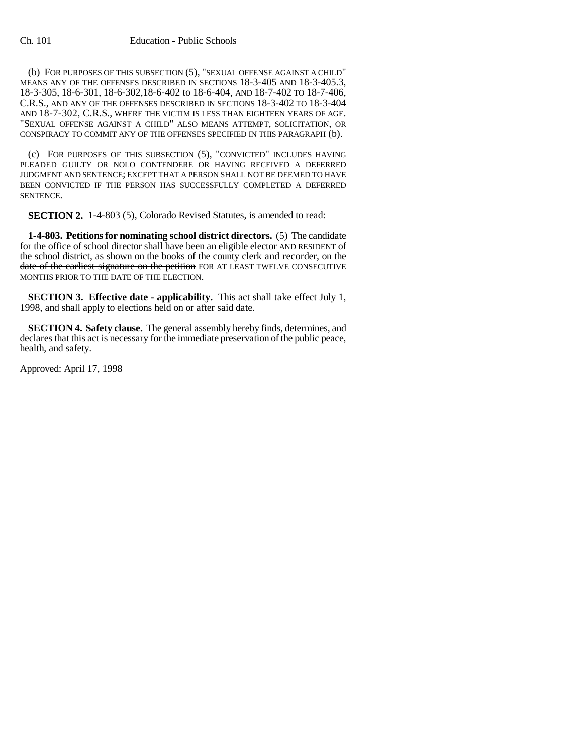(b) FOR PURPOSES OF THIS SUBSECTION (5), "SEXUAL OFFENSE AGAINST A CHILD" MEANS ANY OF THE OFFENSES DESCRIBED IN SECTIONS 18-3-405 AND 18-3-405.3, 18-3-305, 18-6-301, 18-6-302,18-6-402 to 18-6-404, AND 18-7-402 TO 18-7-406, C.R.S., AND ANY OF THE OFFENSES DESCRIBED IN SECTIONS 18-3-402 TO 18-3-404 AND 18-7-302, C.R.S., WHERE THE VICTIM IS LESS THAN EIGHTEEN YEARS OF AGE. "SEXUAL OFFENSE AGAINST A CHILD" ALSO MEANS ATTEMPT, SOLICITATION, OR CONSPIRACY TO COMMIT ANY OF THE OFFENSES SPECIFIED IN THIS PARAGRAPH (b).

(c) FOR PURPOSES OF THIS SUBSECTION (5), "CONVICTED" INCLUDES HAVING PLEADED GUILTY OR NOLO CONTENDERE OR HAVING RECEIVED A DEFERRED JUDGMENT AND SENTENCE; EXCEPT THAT A PERSON SHALL NOT BE DEEMED TO HAVE BEEN CONVICTED IF THE PERSON HAS SUCCESSFULLY COMPLETED A DEFERRED SENTENCE.

**SECTION 2.** 1-4-803 (5), Colorado Revised Statutes, is amended to read:

**1-4-803. Petitions for nominating school district directors.** (5) The candidate for the office of school director shall have been an eligible elector AND RESIDENT of the school district, as shown on the books of the county clerk and recorder, ~~on the date of the earliest signature on the petition~~ FOR AT LEAST TWELVE CONSECUTIVE MONTHS PRIOR TO THE DATE OF THE ELECTION.

**SECTION 3. Effective date - applicability.** This act shall take effect July 1, 1998, and shall apply to elections held on or after said date.

**SECTION 4. Safety clause.** The general assembly hereby finds, determines, and declares that this act is necessary for the immediate preservation of the public peace, health, and safety.

Approved: April 17, 1998